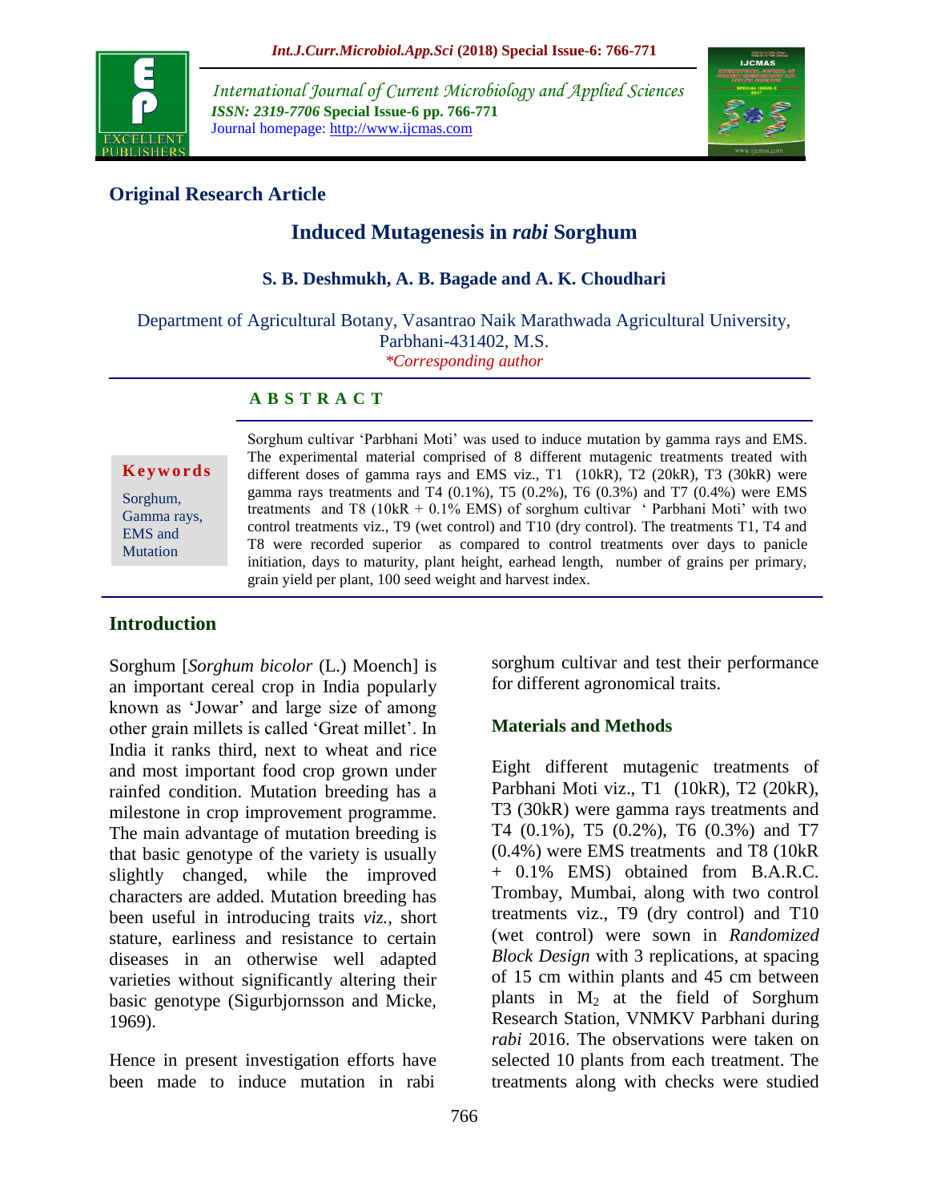## Original Research Article

# Induced Mutagenesis in *rabi* Sorghum

**S. B. Deshmukh, A. B. Bagade and A. K. Choudhari**

Department of Agricultural Botany, Vasantrao Naik Marathwada Agricultural University, Parbhani-431402, M.S.

*\*Corresponding author*

**A B S T R A C T**

**Keywords**

Sorghum, Gamma rays, EMS and Mutation

Sorghum cultivar 'Parbhani Moti' was used to induce mutation by gamma rays and EMS. The experimental material comprised of 8 different mutagenic treatments treated with different doses of gamma rays and EMS viz., T1 (10kR), T2 (20kR), T3 (30kR) were gamma rays treatments and T4 (0.1%), T5 (0.2%), T6 (0.3%) and T7 (0.4%) were EMS treatments and T8 (10kR + 0.1% EMS) of sorghum cultivar ' Parbhani Moti' with two control treatments viz., T9 (wet control) and T10 (dry control). The treatments T1, T4 and T8 were recorded superior as compared to control treatments over days to panicle initiation, days to maturity, plant height, earhead length, number of grains per primary, grain yield per plant, 100 seed weight and harvest index.

## Introduction

Sorghum [*Sorghum bicolor* (L.) Moench] is an important cereal crop in India popularly known as 'Jowar' and large size of among other grain millets is called 'Great millet'. In India it ranks third, next to wheat and rice and most important food crop grown under rainfed condition. Mutation breeding has a milestone in crop improvement programme. The main advantage of mutation breeding is that basic genotype of the variety is usually slightly changed, while the improved characters are added. Mutation breeding has been useful in introducing traits *viz.,* short stature, earliness and resistance to certain diseases in an otherwise well adapted varieties without significantly altering their basic genotype (Sigurbjornsson and Micke, 1969).

Hence in present investigation efforts have been made to induce mutation in rabi sorghum cultivar and test their performance for different agronomical traits.

## Materials and Methods

Eight different mutagenic treatments of Parbhani Moti viz., T1 (10kR), T2 (20kR), T3 (30kR) were gamma rays treatments and T4 (0.1%), T5 (0.2%), T6 (0.3%) and T7 (0.4%) were EMS treatments and T8 (10kR + 0.1% EMS) obtained from B.A.R.C. Trombay, Mumbai, along with two control treatments viz., T9 (dry control) and T10 (wet control) were sown in *Randomized Block Design* with 3 replications, at spacing of 15 cm within plants and 45 cm between plants in $M_2$ at the field of Sorghum Research Station, VNMKV Parbhani during *rabi* 2016. The observations were taken on selected 10 plants from each treatment. The treatments along with checks were studied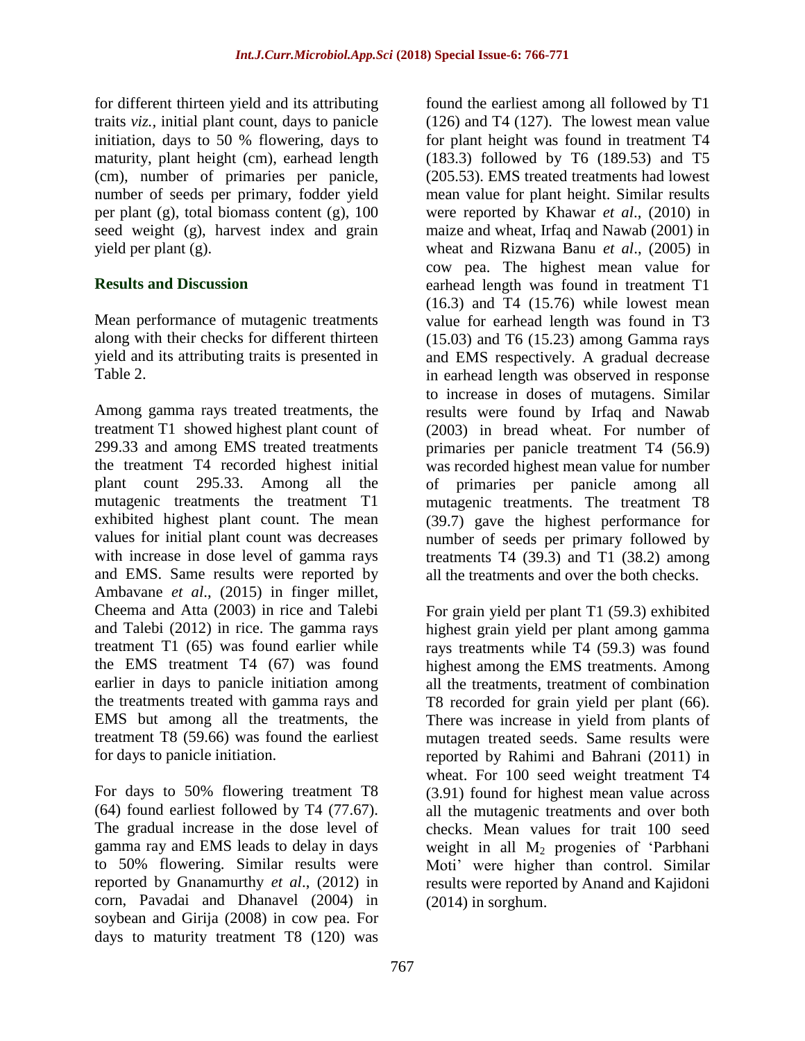for different thirteen yield and its attributing traits *viz.,* initial plant count, days to panicle initiation, days to 50 % flowering, days to maturity, plant height (cm), earhead length (cm), number of primaries per panicle, number of seeds per primary, fodder yield per plant (g), total biomass content (g), 100 seed weight (g), harvest index and grain yield per plant (g).

## Results and Discussion

Mean performance of mutagenic treatments along with their checks for different thirteen yield and its attributing traits is presented in Table 2.

Among gamma rays treated treatments, the treatment T1 showed highest plant count of 299.33 and among EMS treated treatments the treatment T4 recorded highest initial plant count 295.33. Among all the mutagenic treatments the treatment T1 exhibited highest plant count. The mean values for initial plant count was decreases with increase in dose level of gamma rays and EMS. Same results were reported by Ambavane *et al*., (2015) in finger millet, Cheema and Atta (2003) in rice and Talebi and Talebi (2012) in rice. The gamma rays treatment T1 (65) was found earlier while the EMS treatment T4 (67) was found earlier in days to panicle initiation among the treatments treated with gamma rays and EMS but among all the treatments, the treatment T8 (59.66) was found the earliest for days to panicle initiation.

For days to 50% flowering treatment T8 (64) found earliest followed by T4 (77.67). The gradual increase in the dose level of gamma ray and EMS leads to delay in days to 50% flowering. Similar results were reported by Gnanamurthy *et al*., (2012) in corn, Pavadai and Dhanavel (2004) in soybean and Girija (2008) in cow pea. For days to maturity treatment T8 (120) was found the earliest among all followed by T1 (126) and T4 (127). The lowest mean value for plant height was found in treatment T4 (183.3) followed by T6 (189.53) and T5 (205.53). EMS treated treatments had lowest mean value for plant height. Similar results were reported by Khawar *et al*., (2010) in maize and wheat, Irfaq and Nawab (2001) in wheat and Rizwana Banu *et al*., (2005) in cow pea. The highest mean value for earhead length was found in treatment T1 (16.3) and T4 (15.76) while lowest mean value for earhead length was found in T3 (15.03) and T6 (15.23) among Gamma rays and EMS respectively. A gradual decrease in earhead length was observed in response to increase in doses of mutagens. Similar results were found by Irfaq and Nawab (2003) in bread wheat. For number of primaries per panicle treatment T4 (56.9) was recorded highest mean value for number of primaries per panicle among all mutagenic treatments. The treatment T8 (39.7) gave the highest performance for number of seeds per primary followed by treatments T4 (39.3) and T1 (38.2) among all the treatments and over the both checks.

For grain yield per plant T1 (59.3) exhibited highest grain yield per plant among gamma rays treatments while T4 (59.3) was found highest among the EMS treatments. Among all the treatments, treatment of combination T8 recorded for grain yield per plant (66). There was increase in yield from plants of mutagen treated seeds. Same results were reported by Rahimi and Bahrani (2011) in wheat. For 100 seed weight treatment T4 (3.91) found for highest mean value across all the mutagenic treatments and over both checks. Mean values for trait 100 seed weight in all $M_2$ progenies of 'Parbhani Moti' were higher than control. Similar results were reported by Anand and Kajidoni (2014) in sorghum.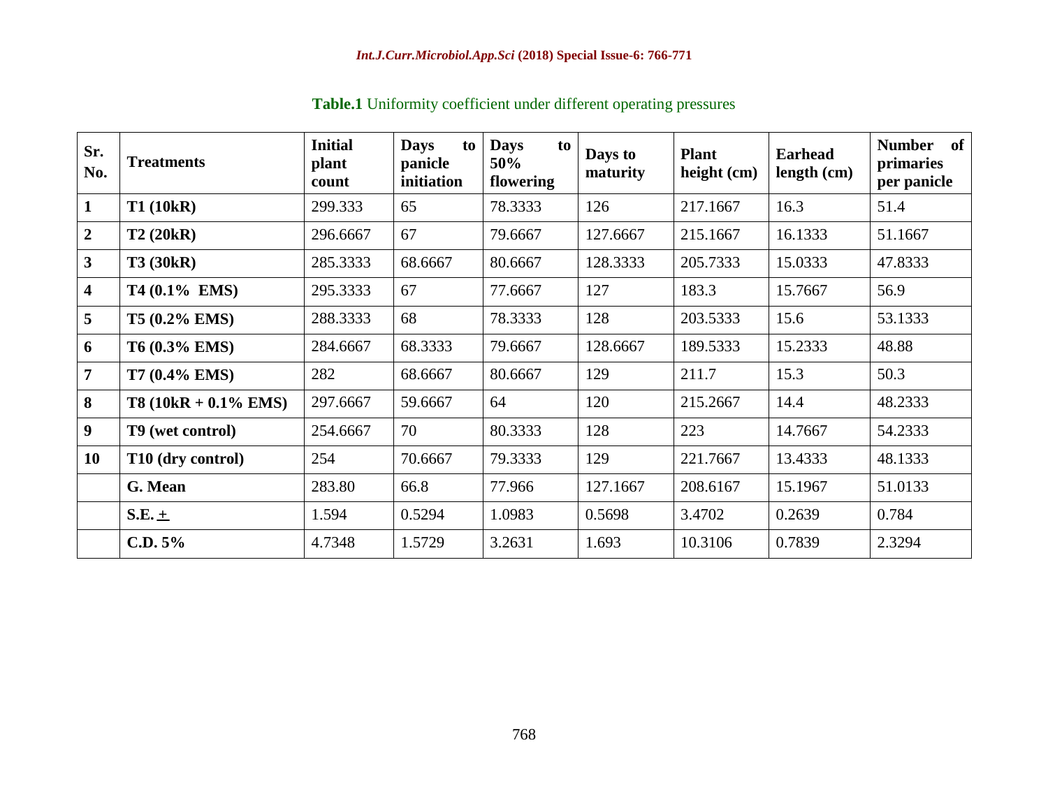**Table.1** Uniformity coefficient under different operating pressures

| Sr. No. | Treatments | Initial plant count | Days to panicle initiation | Days to 50% flowering | Days to maturity | Plant height (cm) | Earhead length (cm) | Number of primaries per panicle |
|---|---|---|---|---|---|---|---|---|
| **1** | **T1 (10kR)** | 299.333 | 65 | 78.3333 | 126 | 217.1667 | 16.3 | 51.4 |
| **2** | **T2 (20kR)** | 296.6667 | 67 | 79.6667 | 127.6667 | 215.1667 | 16.1333 | 51.1667 |
| **3** | **T3 (30kR)** | 285.3333 | 68.6667 | 80.6667 | 128.3333 | 205.7333 | 15.0333 | 47.8333 |
| **4** | **T4 (0.1% EMS)** | 295.3333 | 67 | 77.6667 | 127 | 183.3 | 15.7667 | 56.9 |
| **5** | **T5 (0.2% EMS)** | 288.3333 | 68 | 78.3333 | 128 | 203.5333 | 15.6 | 53.1333 |
| **6** | **T6 (0.3% EMS)** | 284.6667 | 68.3333 | 79.6667 | 128.6667 | 189.5333 | 15.2333 | 48.88 |
| **7** | **T7 (0.4% EMS)** | 282 | 68.6667 | 80.6667 | 129 | 211.7 | 15.3 | 50.3 |
| **8** | **T8 (10kR + 0.1% EMS)** | 297.6667 | 59.6667 | 64 | 120 | 215.2667 | 14.4 | 48.2333 |
| **9** | **T9 (wet control)** | 254.6667 | 70 | 80.3333 | 128 | 223 | 14.7667 | 54.2333 |
| **10** | **T10 (dry control)** | 254 | 70.6667 | 79.3333 | 129 | 221.7667 | 13.4333 | 48.1333 |
| | **G. Mean** | 283.80 | 66.8 | 77.966 | 127.1667 | 208.6167 | 15.1967 | 51.0133 |
| | **S.E. ±** | 1.594 | 0.5294 | 1.0983 | 0.5698 | 3.4702 | 0.2639 | 0.784 |
| | **C.D. 5%** | 4.7348 | 1.5729 | 3.2631 | 1.693 | 10.3106 | 0.7839 | 2.3294 |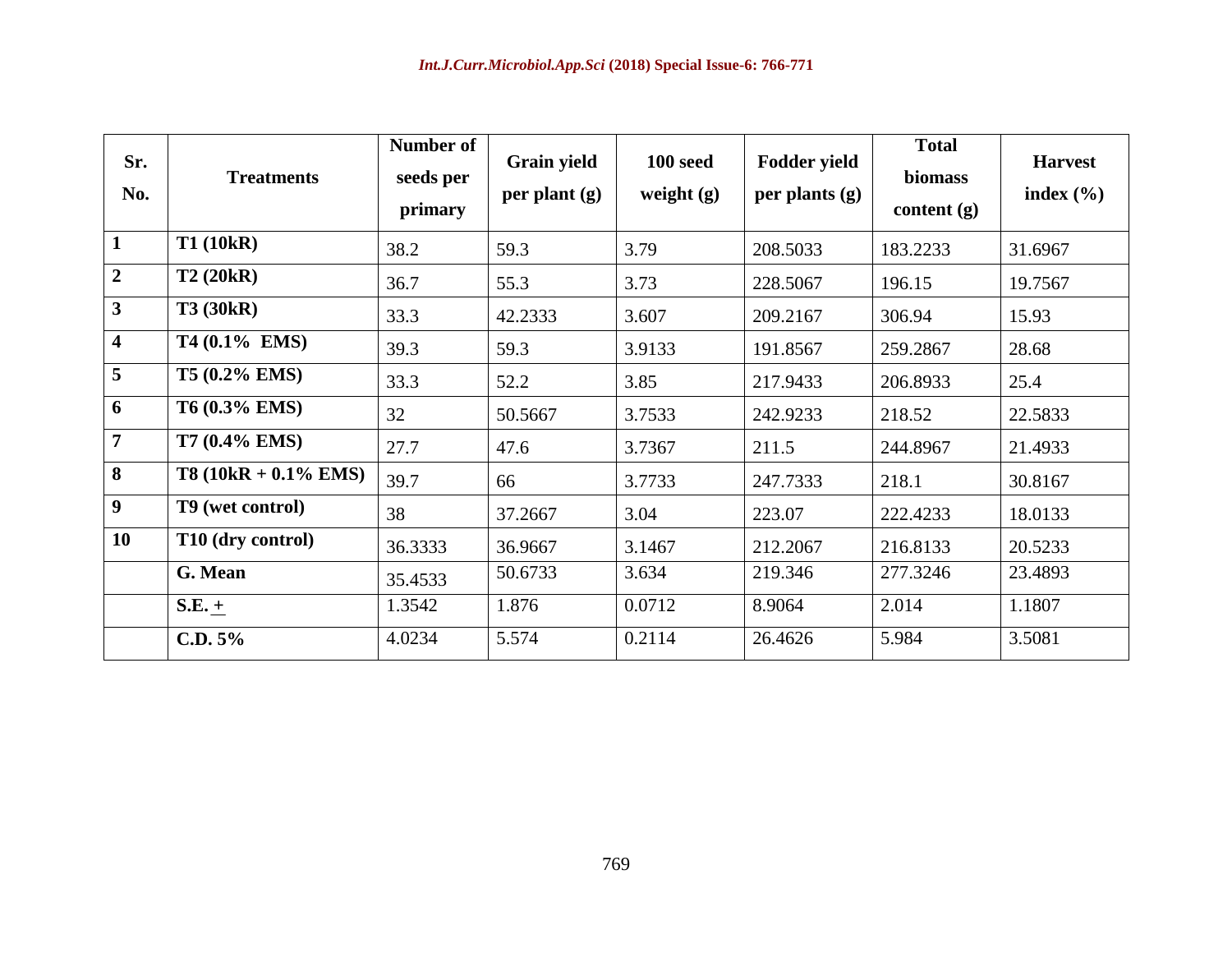| Sr. No. | Treatments | Number of seeds per primary | Grain yield per plant (g) | 100 seed weight (g) | Fodder yield per plants (g) | Total biomass content (g) | Harvest index (%) |
|---|---|---|---|---|---|---|---|
| 1 | T1 (10kR) | 38.2 | 59.3 | 3.79 | 208.5033 | 183.2233 | 31.6967 |
| 2 | T2 (20kR) | 36.7 | 55.3 | 3.73 | 228.5067 | 196.15 | 19.7567 |
| 3 | T3 (30kR) | 33.3 | 42.2333 | 3.607 | 209.2167 | 306.94 | 15.93 |
| 4 | T4 (0.1% EMS) | 39.3 | 59.3 | 3.9133 | 191.8567 | 259.2867 | 28.68 |
| 5 | T5 (0.2% EMS) | 33.3 | 52.2 | 3.85 | 217.9433 | 206.8933 | 25.4 |
| 6 | T6 (0.3% EMS) | 32 | 50.5667 | 3.7533 | 242.9233 | 218.52 | 22.5833 |
| 7 | T7 (0.4% EMS) | 27.7 | 47.6 | 3.7367 | 211.5 | 244.8967 | 21.4933 |
| 8 | T8 (10kR + 0.1% EMS) | 39.7 | 66 | 3.7733 | 247.7333 | 218.1 | 30.8167 |
| 9 | T9 (wet control) | 38 | 37.2667 | 3.04 | 223.07 | 222.4233 | 18.0133 |
| 10 | T10 (dry control) | 36.3333 | 36.9667 | 3.1467 | 212.2067 | 216.8133 | 20.5233 |
| | G. Mean | 35.4533 | 50.6733 | 3.634 | 219.346 | 277.3246 | 23.4893 |
| | S.E. ± | 1.3542 | 1.876 | 0.0712 | 8.9064 | 2.014 | 1.1807 |
| | C.D. 5% | 4.0234 | 5.574 | 0.2114 | 26.4626 | 5.984 | 3.5081 |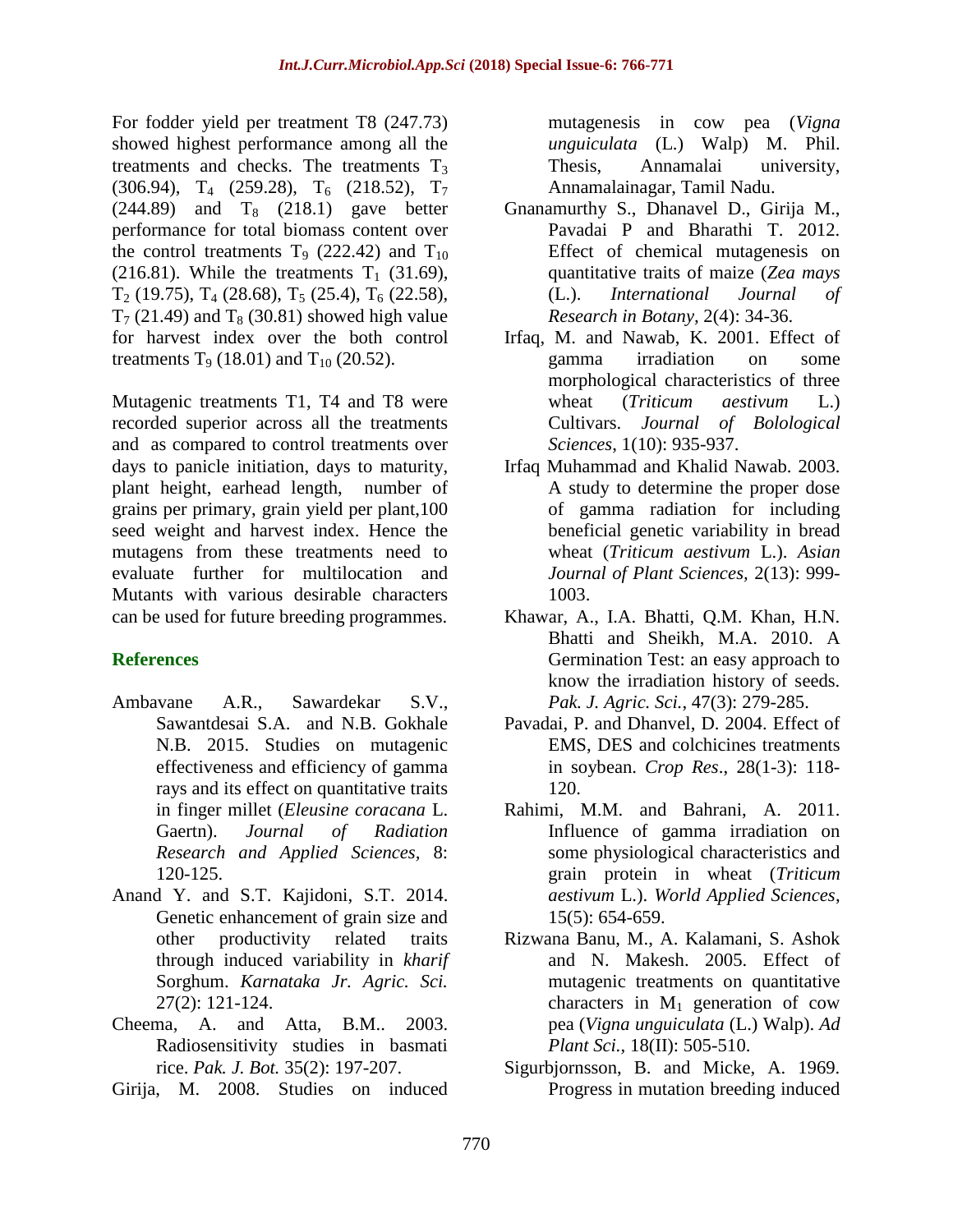For fodder yield per treatment T8 (247.73) showed highest performance among all the treatments and checks. The treatments $T_3$ (306.94), $T_4$ (259.28), $T_6$ (218.52), $T_7$ (244.89) and $T_8$ (218.1) gave better performance for total biomass content over the control treatments $T_9$ (222.42) and $T_{10}$ (216.81). While the treatments $T_1$ (31.69), $T_2$ (19.75), $T_4$ (28.68), $T_5$ (25.4), $T_6$ (22.58), $T_7$ (21.49) and $T_8$ (30.81) showed high value for harvest index over the both control treatments $T_9$ (18.01) and $T_{10}$ (20.52).

Mutagenic treatments T1, T4 and T8 were recorded superior across all the treatments and as compared to control treatments over days to panicle initiation, days to maturity, plant height, earhead length, number of grains per primary, grain yield per plant,100 seed weight and harvest index. Hence the mutagens from these treatments need to evaluate further for multilocation and Mutants with various desirable characters can be used for future breeding programmes.

## References

Ambavane A.R., Sawardekar S.V., Sawantdesai S.A. and N.B. Gokhale N.B. 2015. Studies on mutagenic effectiveness and efficiency of gamma rays and its effect on quantitative traits in finger millet (*Eleusine coracana* L. Gaertn). *Journal of Radiation Research and Applied Sciences,* 8: 120-125.

Anand Y. and S.T. Kajidoni, S.T. 2014. Genetic enhancement of grain size and other productivity related traits through induced variability in *kharif* Sorghum. *Karnataka Jr. Agric. Sci.* 27(2): 121-124.

Cheema, A. and Atta, B.M.. 2003. Radiosensitivity studies in basmati rice. *Pak. J. Bot.* 35(2): 197-207.

Girija, M. 2008. Studies on induced mutagenesis in cow pea (*Vigna unguiculata* (L.) Walp) M. Phil. Thesis, Annamalai university, Annamalainagar, Tamil Nadu.

Gnanamurthy S., Dhanavel D., Girija M., Pavadai P and Bharathi T. 2012. Effect of chemical mutagenesis on quantitative traits of maize (*Zea mays* (L.). *International Journal of Research in Botany,* 2(4): 34-36.

Irfaq, M. and Nawab, K. 2001. Effect of gamma irradiation on some morphological characteristics of three wheat (*Triticum aestivum* L.) Cultivars. *Journal of Bolological Sciences*, 1(10): 935-937.

Irfaq Muhammad and Khalid Nawab. 2003. A study to determine the proper dose of gamma radiation for including beneficial genetic variability in bread wheat (*Triticum aestivum* L.). *Asian Journal of Plant Sciences,* 2(13): 999-1003.

Khawar, A., I.A. Bhatti, Q.M. Khan, H.N. Bhatti and Sheikh, M.A. 2010. A Germination Test: an easy approach to know the irradiation history of seeds. *Pak. J. Agric. Sci.*, 47(3): 279-285.

Pavadai, P. and Dhanvel, D. 2004. Effect of EMS, DES and colchicines treatments in soybean. *Crop Res*., 28(1-3): 118-120.

Rahimi, M.M. and Bahrani, A. 2011. Influence of gamma irradiation on some physiological characteristics and grain protein in wheat (*Triticum aestivum* L.). *World Applied Sciences*, 15(5): 654-659.

Rizwana Banu, M., A. Kalamani, S. Ashok and N. Makesh. 2005. Effect of mutagenic treatments on quantitative characters in $M_1$ generation of cow pea (*Vigna unguiculata* (L.) Walp). *Ad Plant Sci.,* 18(II): 505-510.

Sigurbjornsson, B. and Micke, A. 1969. Progress in mutation breeding induced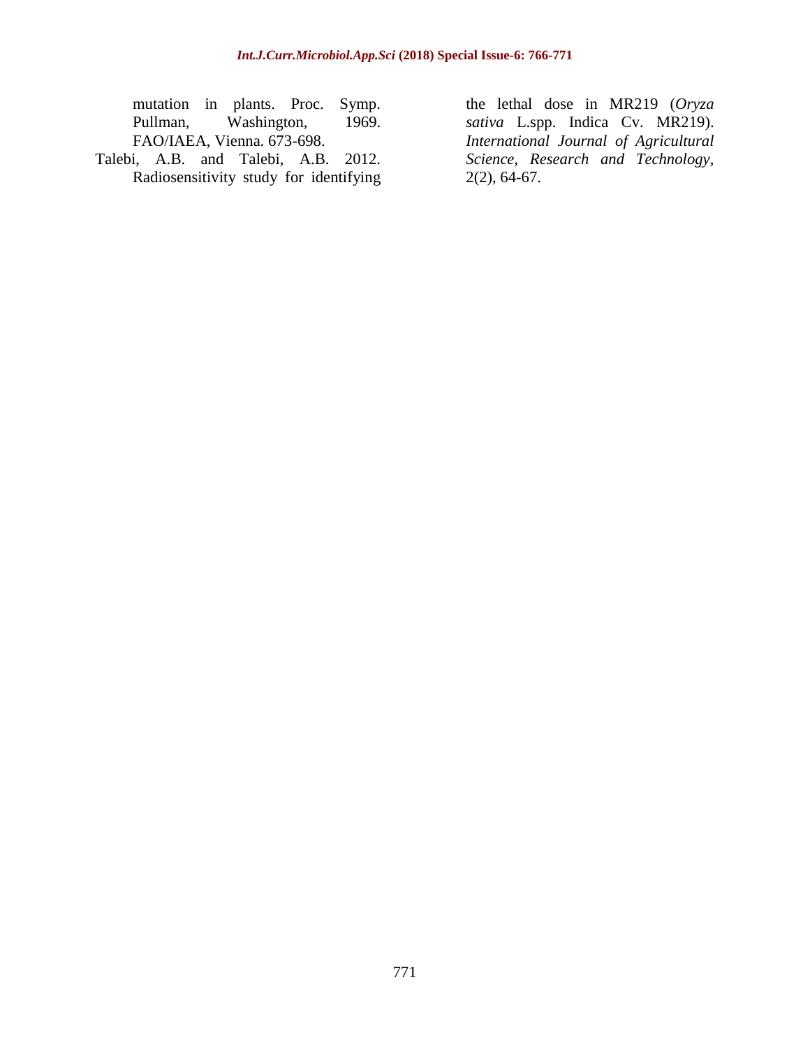mutation in plants. Proc. Symp. Pullman, Washington, 1969. FAO/IAEA, Vienna. 673-698.

Talebi, A.B. and Talebi, A.B. 2012. Radiosensitivity study for identifying the lethal dose in MR219 (*Oryza sativa* L.spp. Indica Cv. MR219). *International Journal of Agricultural Science, Research and Technology*, 2(2), 64-67.